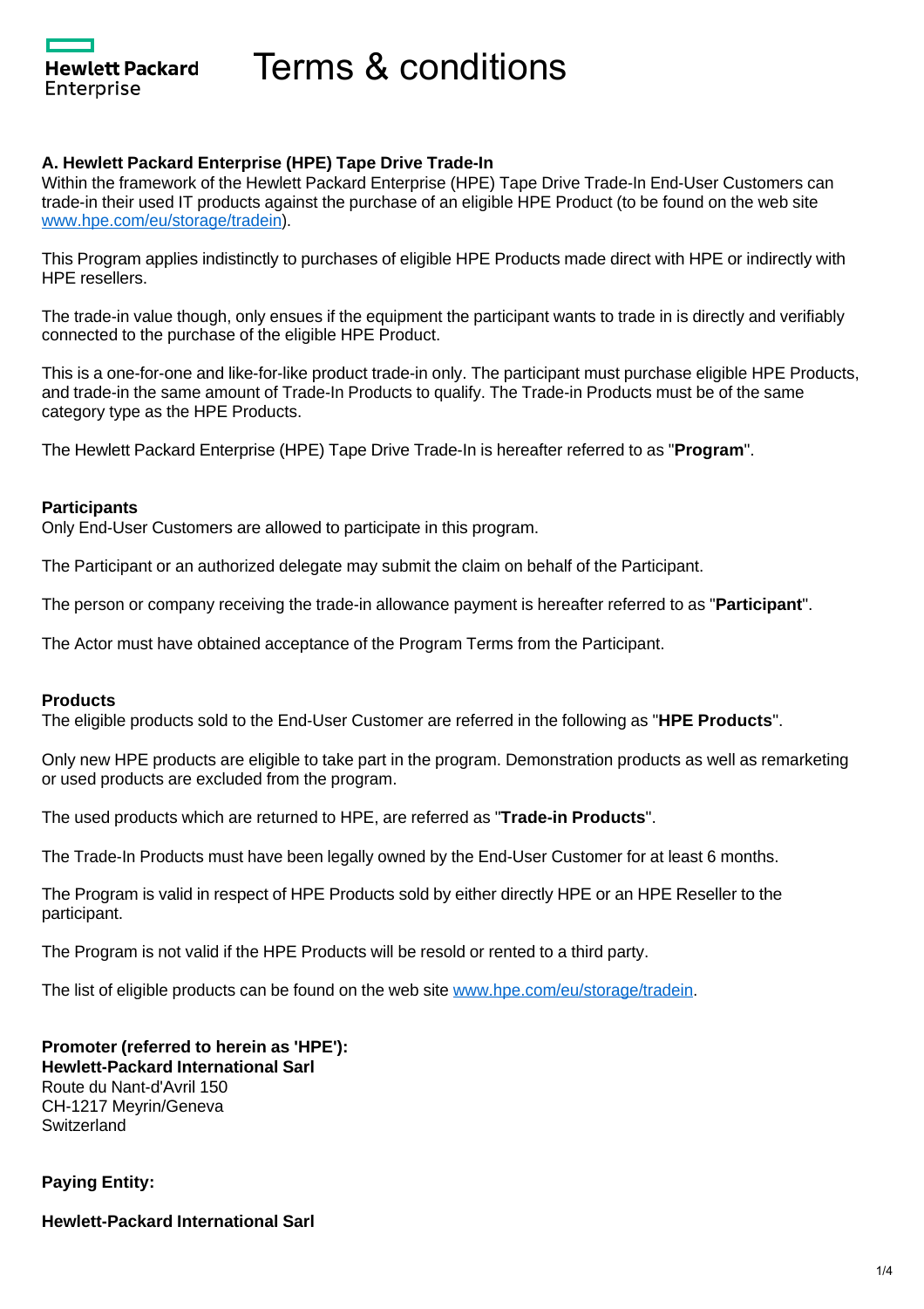Hewlett Packard Enterprise

# Terms & conditions

### A. Hewlett Packard Enterprise (HPE) Tape Drive Trade-In

Within the framework of the Hewlett Packard Enterprise (HPE) Tape Drive Trade-In End-User Customers can trade-in their used IT products against the purchase of an eligible HPE Product (to be found on the web site [www.hpe.com/eu/storage/tradein](http://www.hpe.com/eu/storage/tradein)).

This Program applies indistinctly to purchases of eligible HPE Products made direct with HPE or indirectly with HPE resellers.

The trade-in value though, only ensues if the equipment the participant wants to trade in is directly and verifiably connected to the purchase of the eligible HPE Product.

This is a one-for-one and like-for-like product trade-in only. The participant must purchase eligible HPE Products, and trade-in the same amount of Trade-In Products to qualify. The Trade-in Products must be of the same category type as the HPE Products.

The Hewlett Packard Enterprise (HPE) Tape Drive Trade-In is hereafter referred to as "**Program**".

### Participants

Only End-User Customers are allowed to participate in this program.

The Participant or an authorized delegate may submit the claim on behalf of the Participant.

The person or company receiving the trade-in allowance payment is hereafter referred to as "**Participant**".

The Actor must have obtained acceptance of the Program Terms from the Participant.

### Products

The eligible products sold to the End-User Customer are referred in the following as "**HPE Products**".

Only new HPE products are eligible to take part in the program. Demonstration products as well as remarketing or used products are excluded from the program.

The used products which are returned to HPE, are referred as "**Trade-in Products**".

The Trade-In Products must have been legally owned by the End-User Customer for at least 6 months.

The Program is valid in respect of HPE Products sold by either directly HPE or an HPE Reseller to the participant.

The Program is not valid if the HPE Products will be resold or rented to a third party.

The list of eligible products can be found on the web site [www.hpe.com/eu/storage/tradein](http://www.hpe.com/eu/storage/tradein).

**Promoter (referred to herein as 'HPE'):**
**Hewlett-Packard International Sarl**
Route du Nant-d'Avril 150
CH-1217 Meyrin/Geneva
Switzerland

**Paying Entity:**

**Hewlett-Packard International Sarl**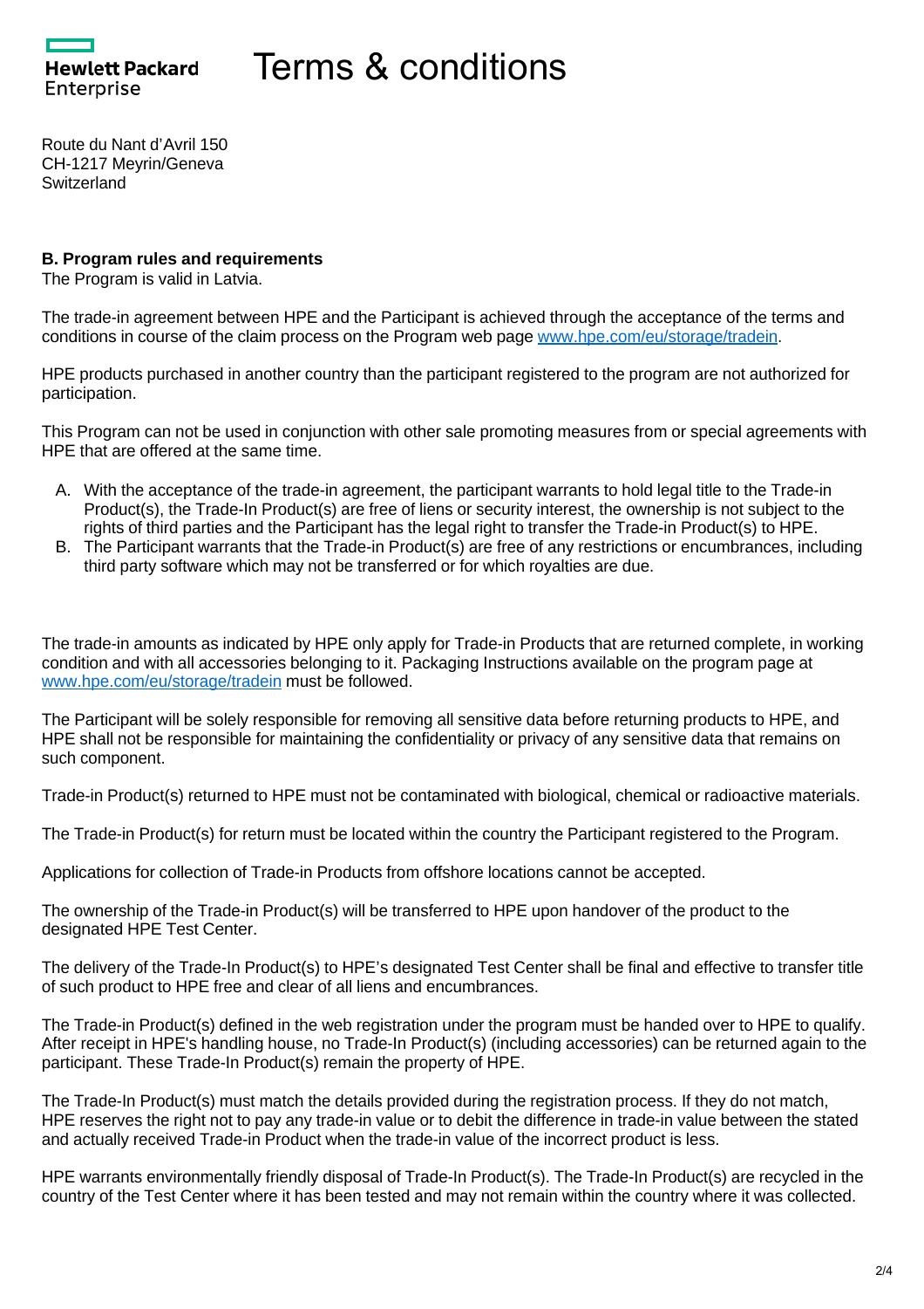Route du Nant d'Avril 150
CH-1217 Meyrin/Geneva
Switzerland

**B. Program rules and requirements**
The Program is valid in Latvia.

The trade-in agreement between HPE and the Participant is achieved through the acceptance of the terms and conditions in course of the claim process on the Program web page [www.hpe.com/eu/storage/tradein](http://www.hpe.com/eu/storage/tradein).

HPE products purchased in another country than the participant registered to the program are not authorized for participation.

This Program can not be used in conjunction with other sale promoting measures from or special agreements with HPE that are offered at the same time.

A. With the acceptance of the trade-in agreement, the participant warrants to hold legal title to the Trade-in Product(s), the Trade-In Product(s) are free of liens or security interest, the ownership is not subject to the rights of third parties and the Participant has the legal right to transfer the Trade-in Product(s) to HPE.
B. The Participant warrants that the Trade-in Product(s) are free of any restrictions or encumbrances, including third party software which may not be transferred or for which royalties are due.

The trade-in amounts as indicated by HPE only apply for Trade-in Products that are returned complete, in working condition and with all accessories belonging to it. Packaging Instructions available on the program page at [www.hpe.com/eu/storage/tradein](http://www.hpe.com/eu/storage/tradein) must be followed.

The Participant will be solely responsible for removing all sensitive data before returning products to HPE, and HPE shall not be responsible for maintaining the confidentiality or privacy of any sensitive data that remains on such component.

Trade-in Product(s) returned to HPE must not be contaminated with biological, chemical or radioactive materials.

The Trade-in Product(s) for return must be located within the country the Participant registered to the Program.

Applications for collection of Trade-in Products from offshore locations cannot be accepted.

The ownership of the Trade-in Product(s) will be transferred to HPE upon handover of the product to the designated HPE Test Center.

The delivery of the Trade-In Product(s) to HPE's designated Test Center shall be final and effective to transfer title of such product to HPE free and clear of all liens and encumbrances.

The Trade-in Product(s) defined in the web registration under the program must be handed over to HPE to qualify. After receipt in HPE's handling house, no Trade-In Product(s) (including accessories) can be returned again to the participant. These Trade-In Product(s) remain the property of HPE.

The Trade-In Product(s) must match the details provided during the registration process. If they do not match, HPE reserves the right not to pay any trade-in value or to debit the difference in trade-in value between the stated and actually received Trade-in Product when the trade-in value of the incorrect product is less.

HPE warrants environmentally friendly disposal of Trade-In Product(s). The Trade-In Product(s) are recycled in the country of the Test Center where it has been tested and may not remain within the country where it was collected.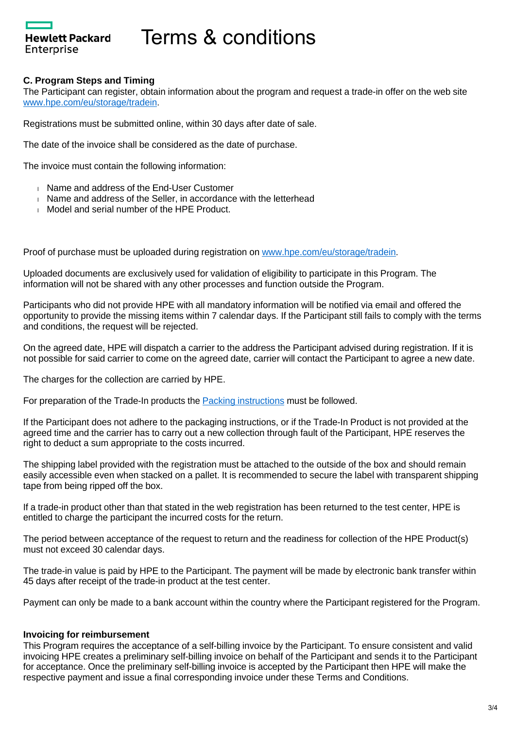# Terms & conditions

### C. Program Steps and Timing

The Participant can register, obtain information about the program and request a trade-in offer on the web site [www.hpe.com/eu/storage/tradein](www.hpe.com/eu/storage/tradein).

Registrations must be submitted online, within 30 days after date of sale.

The date of the invoice shall be considered as the date of purchase.

The invoice must contain the following information:

- Name and address of the End-User Customer
- Name and address of the Seller, in accordance with the letterhead
- Model and serial number of the HPE Product.

Proof of purchase must be uploaded during registration on [www.hpe.com/eu/storage/tradein](www.hpe.com/eu/storage/tradein).

Uploaded documents are exclusively used for validation of eligibility to participate in this Program. The information will not be shared with any other processes and function outside the Program.

Participants who did not provide HPE with all mandatory information will be notified via email and offered the opportunity to provide the missing items within 7 calendar days. If the Participant still fails to comply with the terms and conditions, the request will be rejected.

On the agreed date, HPE will dispatch a carrier to the address the Participant advised during registration. If it is not possible for said carrier to come on the agreed date, carrier will contact the Participant to agree a new date.

The charges for the collection are carried by HPE.

For preparation of the Trade-In products the Packing instructions must be followed.

If the Participant does not adhere to the packaging instructions, or if the Trade-In Product is not provided at the agreed time and the carrier has to carry out a new collection through fault of the Participant, HPE reserves the right to deduct a sum appropriate to the costs incurred.

The shipping label provided with the registration must be attached to the outside of the box and should remain easily accessible even when stacked on a pallet. It is recommended to secure the label with transparent shipping tape from being ripped off the box.

If a trade-in product other than that stated in the web registration has been returned to the test center, HPE is entitled to charge the participant the incurred costs for the return.

The period between acceptance of the request to return and the readiness for collection of the HPE Product(s) must not exceed 30 calendar days.

The trade-in value is paid by HPE to the Participant. The payment will be made by electronic bank transfer within 45 days after receipt of the trade-in product at the test center.

Payment can only be made to a bank account within the country where the Participant registered for the Program.

**Invoicing for reimbursement**

This Program requires the acceptance of a self-billing invoice by the Participant. To ensure consistent and valid invoicing HPE creates a preliminary self-billing invoice on behalf of the Participant and sends it to the Participant for acceptance. Once the preliminary self-billing invoice is accepted by the Participant then HPE will make the respective payment and issue a final corresponding invoice under these Terms and Conditions.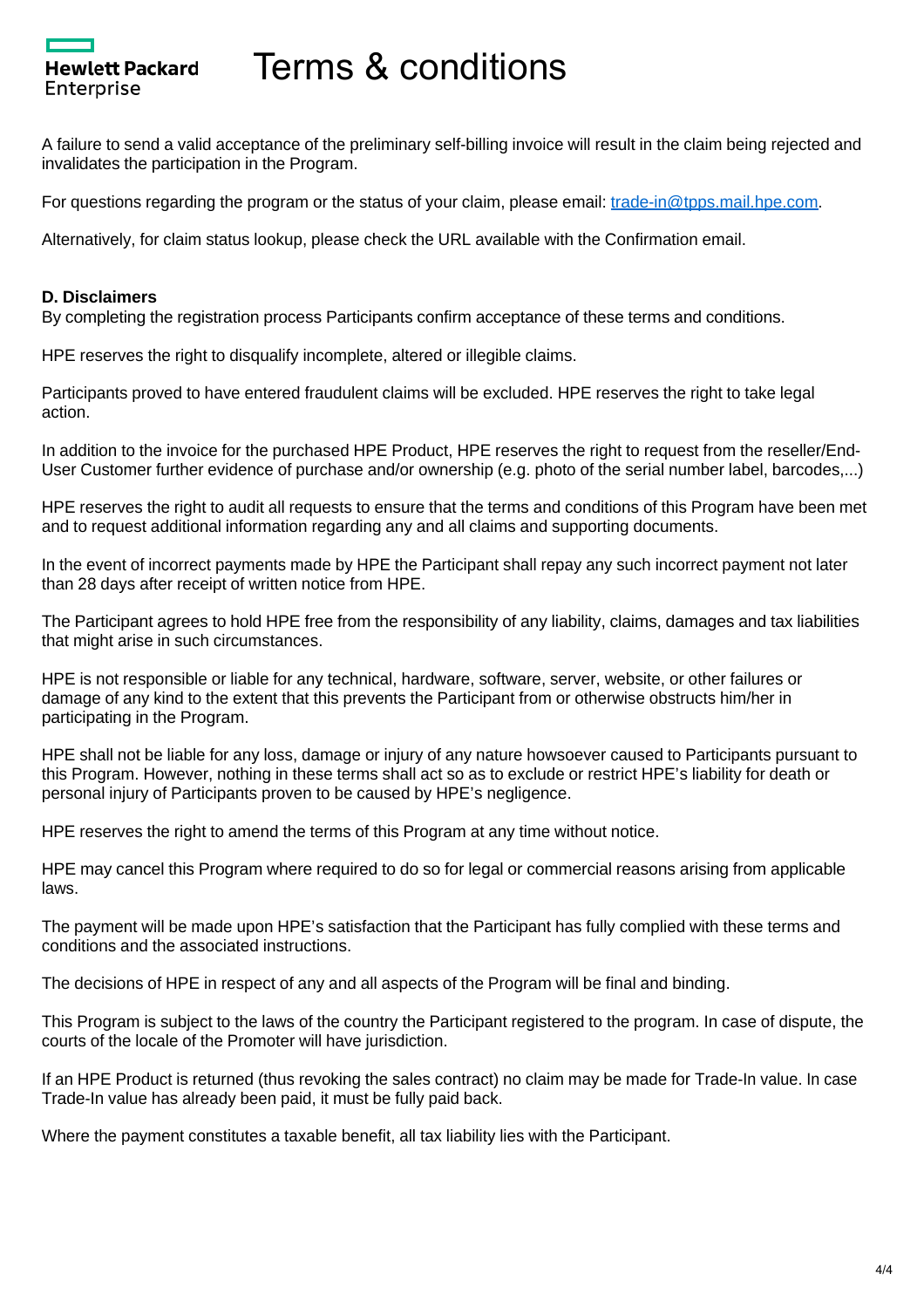A failure to send a valid acceptance of the preliminary self-billing invoice will result in the claim being rejected and invalidates the participation in the Program.

For questions regarding the program or the status of your claim, please email: trade-in@tpps.mail.hpe.com.

Alternatively, for claim status lookup, please check the URL available with the Confirmation email.

**D. Disclaimers**

By completing the registration process Participants confirm acceptance of these terms and conditions.

HPE reserves the right to disqualify incomplete, altered or illegible claims.

Participants proved to have entered fraudulent claims will be excluded. HPE reserves the right to take legal action.

In addition to the invoice for the purchased HPE Product, HPE reserves the right to request from the reseller/End-User Customer further evidence of purchase and/or ownership (e.g. photo of the serial number label, barcodes,...)

HPE reserves the right to audit all requests to ensure that the terms and conditions of this Program have been met and to request additional information regarding any and all claims and supporting documents.

In the event of incorrect payments made by HPE the Participant shall repay any such incorrect payment not later than 28 days after receipt of written notice from HPE.

The Participant agrees to hold HPE free from the responsibility of any liability, claims, damages and tax liabilities that might arise in such circumstances.

HPE is not responsible or liable for any technical, hardware, software, server, website, or other failures or damage of any kind to the extent that this prevents the Participant from or otherwise obstructs him/her in participating in the Program.

HPE shall not be liable for any loss, damage or injury of any nature howsoever caused to Participants pursuant to this Program. However, nothing in these terms shall act so as to exclude or restrict HPE's liability for death or personal injury of Participants proven to be caused by HPE's negligence.

HPE reserves the right to amend the terms of this Program at any time without notice.

HPE may cancel this Program where required to do so for legal or commercial reasons arising from applicable laws.

The payment will be made upon HPE's satisfaction that the Participant has fully complied with these terms and conditions and the associated instructions.

The decisions of HPE in respect of any and all aspects of the Program will be final and binding.

This Program is subject to the laws of the country the Participant registered to the program. In case of dispute, the courts of the locale of the Promoter will have jurisdiction.

If an HPE Product is returned (thus revoking the sales contract) no claim may be made for Trade-In value. In case Trade-In value has already been paid, it must be fully paid back.

Where the payment constitutes a taxable benefit, all tax liability lies with the Participant.